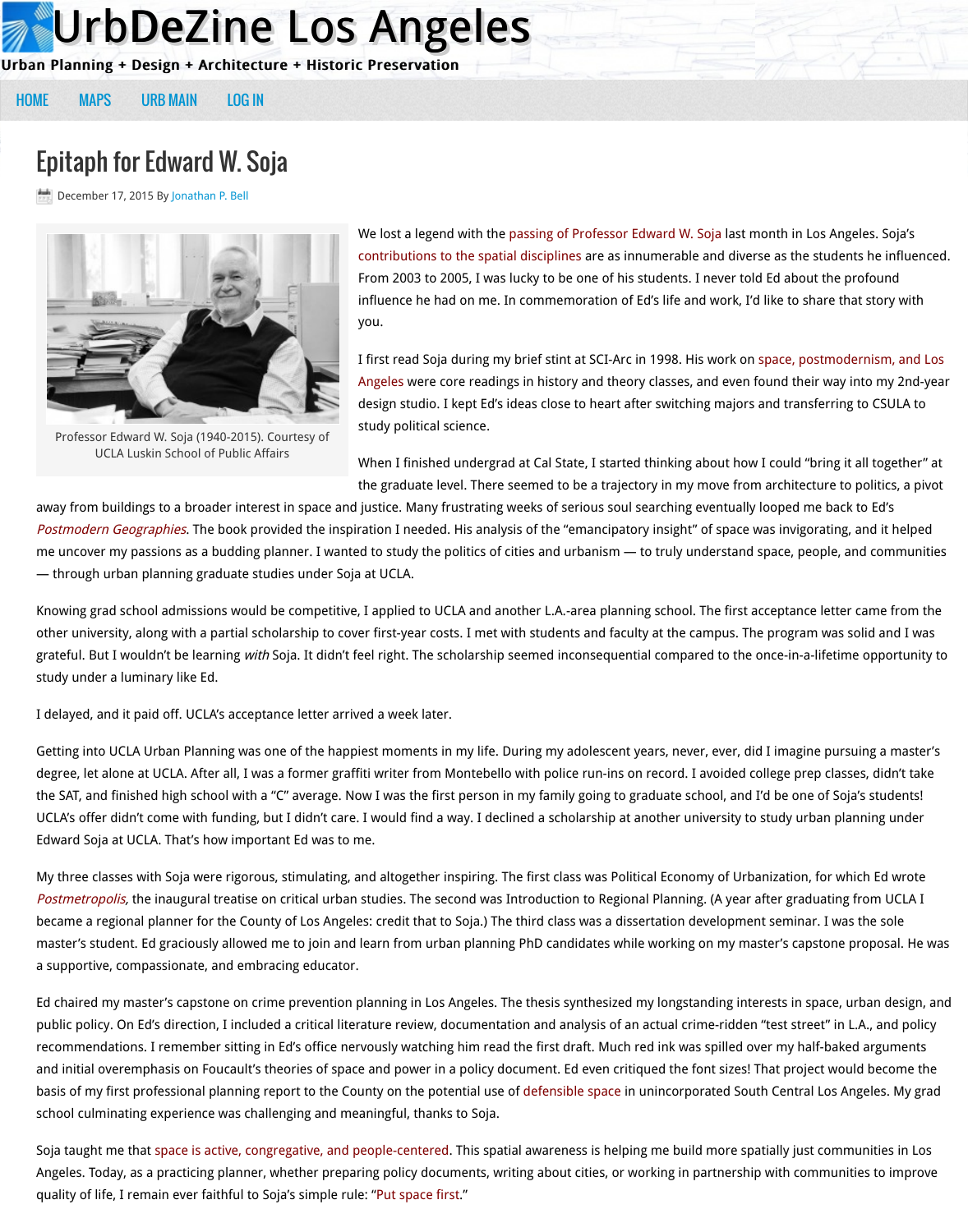# UrbDeZine Los Angeles

Urban Planning + Design + Architecture + Historic Preservation

HOME MAPS URB MAIN LOG IN

## Epitaph for Edward W. Soja

December 17, 2015 By Jonathan P. Bell

Professor Edward W. Soja (1940-2015). Courtesy of UCLA Luskin School of Public Affairs

We lost a legend with the passing of Professor Edward W. Soja last month in Los Angeles. Soja's contributions to the spatial disciplines are as innumerable and diverse as the students he influenced. From 2003 to 2005, I was lucky to be one of his students. I never told Ed about the profound influence he had on me. In commemoration of Ed's life and work, I'd like to share that story with you.

I first read Soja during my brief stint at SCI-Arc in 1998. His work on space, postmodernism, and Los Angeles were core readings in history and theory classes, and even found their way into my 2nd-year design studio. I kept Ed's ideas close to heart after switching majors and transferring to CSULA to study political science.

When I finished undergrad at Cal State, I started thinking about how I could "bring it all together" at the graduate level. There seemed to be a trajectory in my move from architecture to politics, a pivot away from buildings to a broader interest in space and justice. Many frustrating weeks of serious soul searching eventually looped me back to Ed's *Postmodern Geographies*. The book provided the inspiration I needed. His analysis of the "emancipatory insight" of space was invigorating, and it helped me uncover my passions as a budding planner. I wanted to study the politics of cities and urbanism — to truly understand space, people, and communities — through urban planning graduate studies under Soja at UCLA.

Knowing grad school admissions would be competitive, I applied to UCLA and another L.A.-area planning school. The first acceptance letter came from the other university, along with a partial scholarship to cover first-year costs. I met with students and faculty at the campus. The program was solid and I was grateful. But I wouldn't be learning *with* Soja. It didn't feel right. The scholarship seemed inconsequential compared to the once-in-a-lifetime opportunity to study under a luminary like Ed.

I delayed, and it paid off. UCLA's acceptance letter arrived a week later.

Getting into UCLA Urban Planning was one of the happiest moments in my life. During my adolescent years, never, ever, did I imagine pursuing a master's degree, let alone at UCLA. After all, I was a former graffiti writer from Montebello with police run-ins on record. I avoided college prep classes, didn't take the SAT, and finished high school with a "C" average. Now I was the first person in my family going to graduate school, and I'd be one of Soja's students! UCLA's offer didn't come with funding, but I didn't care. I would find a way. I declined a scholarship at another university to study urban planning under Edward Soja at UCLA. That's how important Ed was to me.

My three classes with Soja were rigorous, stimulating, and altogether inspiring. The first class was Political Economy of Urbanization, for which Ed wrote *Postmetropolis,* the inaugural treatise on critical urban studies. The second was Introduction to Regional Planning. (A year after graduating from UCLA I became a regional planner for the County of Los Angeles: credit that to Soja.) The third class was a dissertation development seminar. I was the sole master's student. Ed graciously allowed me to join and learn from urban planning PhD candidates while working on my master's capstone proposal. He was a supportive, compassionate, and embracing educator.

Ed chaired my master's capstone on crime prevention planning in Los Angeles. The thesis synthesized my longstanding interests in space, urban design, and public policy. On Ed's direction, I included a critical literature review, documentation and analysis of an actual crime-ridden "test street" in L.A., and policy recommendations. I remember sitting in Ed's office nervously watching him read the first draft. Much red ink was spilled over my half-baked arguments and initial overemphasis on Foucault's theories of space and power in a policy document. Ed even critiqued the font sizes! That project would become the basis of my first professional planning report to the County on the potential use of defensible space in unincorporated South Central Los Angeles. My grad school culminating experience was challenging and meaningful, thanks to Soja.

Soja taught me that space is active, congregative, and people-centered. This spatial awareness is helping me build more spatially just communities in Los Angeles. Today, as a practicing planner, whether preparing policy documents, writing about cities, or working in partnership with communities to improve quality of life, I remain ever faithful to Soja's simple rule: "Put space first."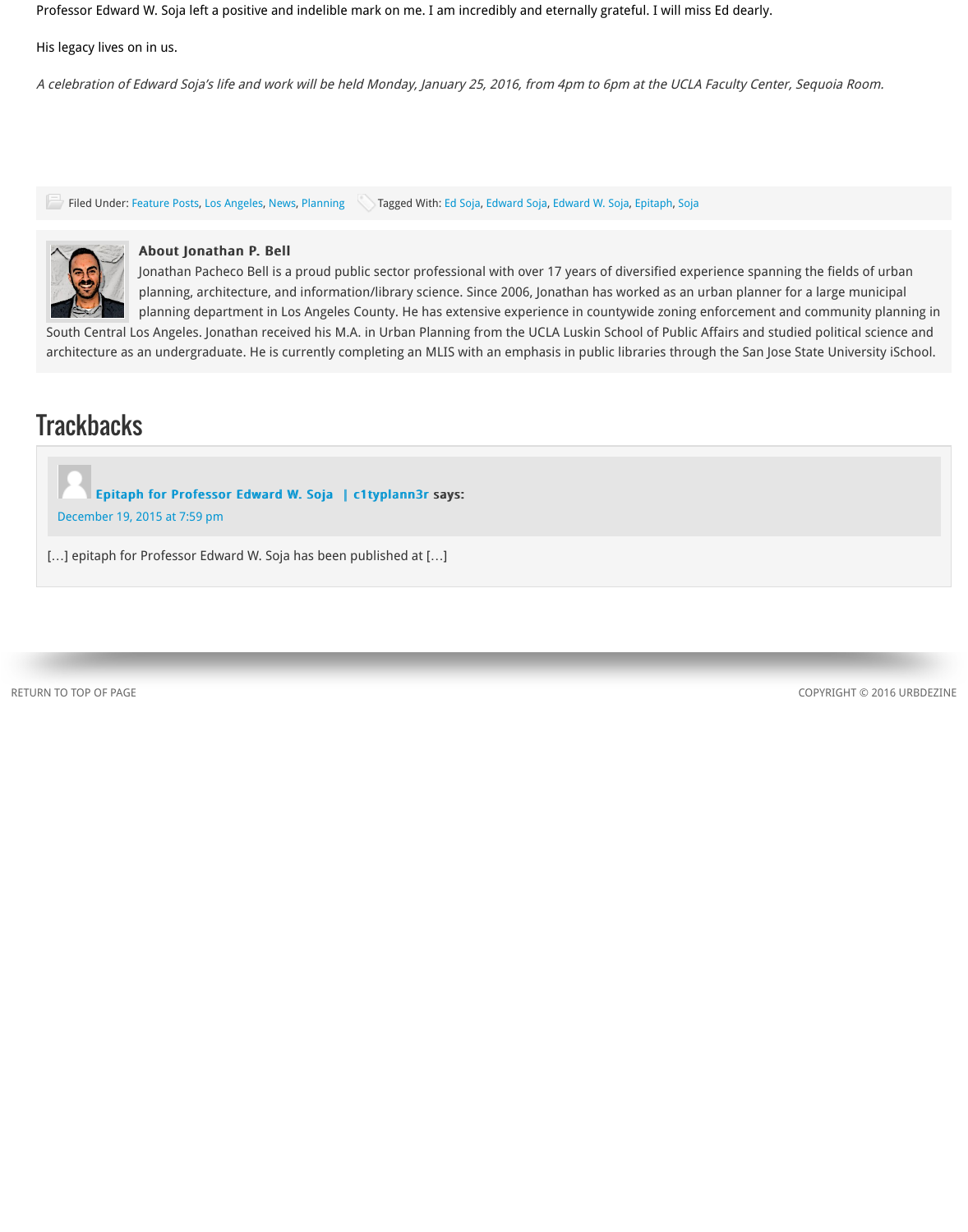Professor Edward W. Soja left a positive and indelible mark on me. I am incredibly and eternally grateful. I will miss Ed dearly.

His legacy lives on in us.

*A celebration of Edward Soja's life and work will be held Monday, January 25, 2016, from 4pm to 6pm at the UCLA Faculty Center, Sequoia Room.*

Filed Under: Feature Posts, Los Angeles, News, Planning    Tagged With: Ed Soja, Edward Soja, Edward W. Soja, Epitaph, Soja

**About Jonathan P. Bell**

Jonathan Pacheco Bell is a proud public sector professional with over 17 years of diversified experience spanning the fields of urban planning, architecture, and information/library science. Since 2006, Jonathan has worked as an urban planner for a large municipal planning department in Los Angeles County. He has extensive experience in countywide zoning enforcement and community planning in South Central Los Angeles. Jonathan received his M.A. in Urban Planning from the UCLA Luskin School of Public Affairs and studied political science and architecture as an undergraduate. He is currently completing an MLIS with an emphasis in public libraries through the San Jose State University iSchool.

## Trackbacks

**Epitaph for Professor Edward W. Soja | c1typlann3r says:**
December 19, 2015 at 7:59 pm

[…] epitaph for Professor Edward W. Soja has been published at […]

RETURN TO TOP OF PAGE    COPYRIGHT © 2016 URBDEZINE